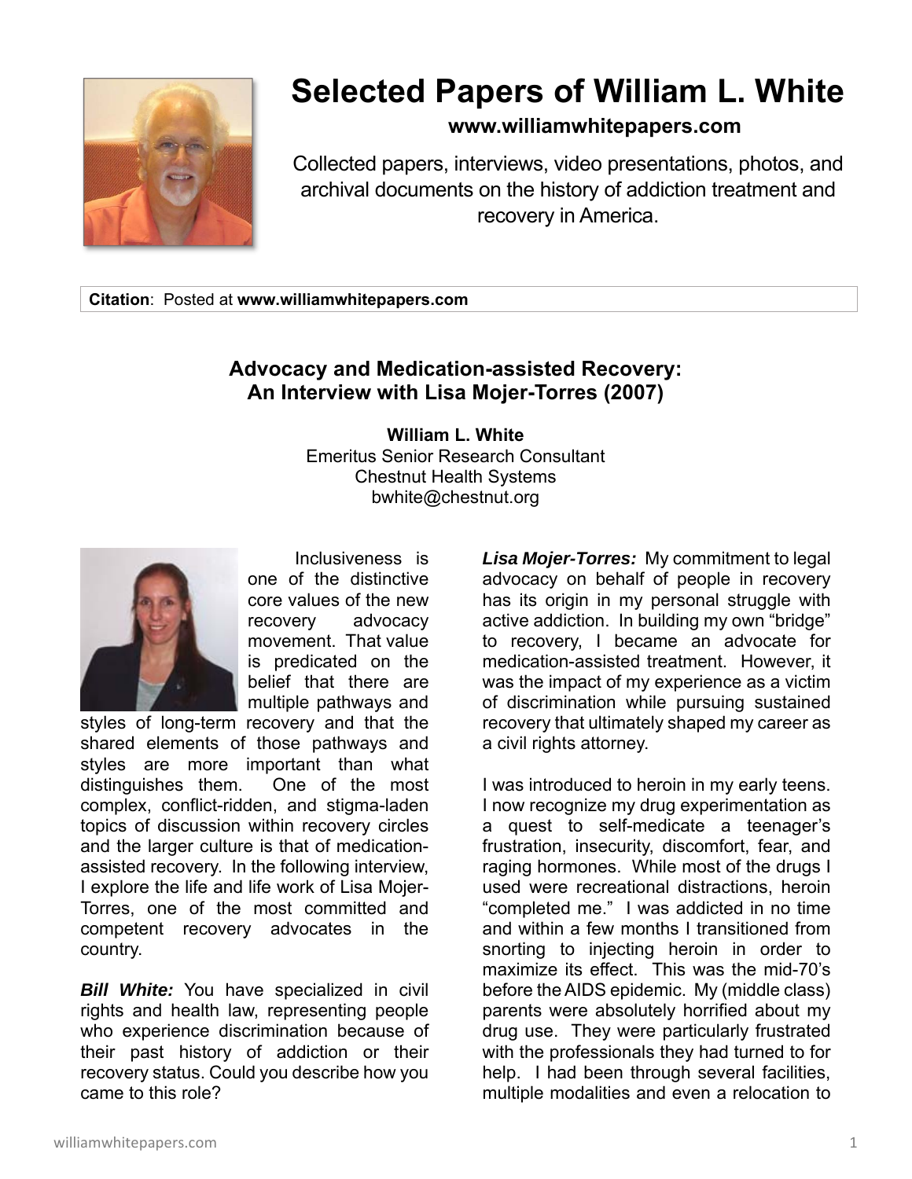# Selected Papers of William L. White

**www.williamwhitepapers.com**

Collected papers, interviews, video presentations, photos, and archival documents on the history of addiction treatment and recovery in America.

**Citation**: Posted at **www.williamwhitepapers.com**

## Advocacy and Medication-assisted Recovery: An Interview with Lisa Mojer-Torres (2007)

**William L. White**
Emeritus Senior Research Consultant
Chestnut Health Systems
bwhite@chestnut.org

Inclusiveness is one of the distinctive core values of the new recovery advocacy movement. That value is predicated on the belief that there are multiple pathways and styles of long-term recovery and that the shared elements of those pathways and styles are more important than what distinguishes them. One of the most complex, conflict-ridden, and stigma-laden topics of discussion within recovery circles and the larger culture is that of medication-assisted recovery. In the following interview, I explore the life and life work of Lisa Mojer-Torres, one of the most committed and competent recovery advocates in the country.

***Bill White:*** You have specialized in civil rights and health law, representing people who experience discrimination because of their past history of addiction or their recovery status. Could you describe how you came to this role?

***Lisa Mojer-Torres:*** My commitment to legal advocacy on behalf of people in recovery has its origin in my personal struggle with active addiction. In building my own "bridge" to recovery, I became an advocate for medication-assisted treatment. However, it was the impact of my experience as a victim of discrimination while pursuing sustained recovery that ultimately shaped my career as a civil rights attorney.

I was introduced to heroin in my early teens. I now recognize my drug experimentation as a quest to self-medicate a teenager's frustration, insecurity, discomfort, fear, and raging hormones. While most of the drugs I used were recreational distractions, heroin "completed me." I was addicted in no time and within a few months I transitioned from snorting to injecting heroin in order to maximize its effect. This was the mid-70's before the AIDS epidemic. My (middle class) parents were absolutely horrified about my drug use. They were particularly frustrated with the professionals they had turned to for help. I had been through several facilities, multiple modalities and even a relocation to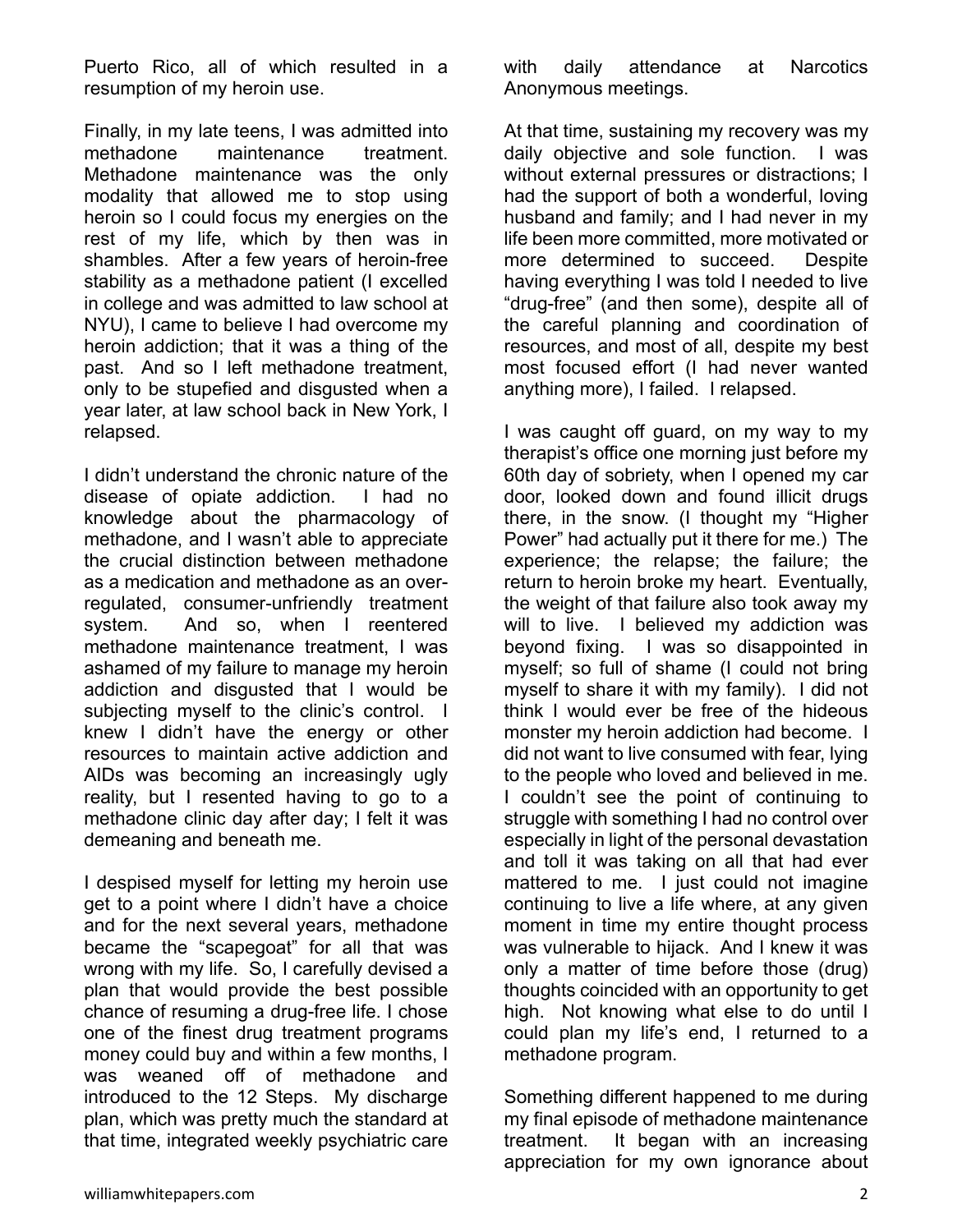Puerto Rico, all of which resulted in a resumption of my heroin use.

Finally, in my late teens, I was admitted into methadone maintenance treatment. Methadone maintenance was the only modality that allowed me to stop using heroin so I could focus my energies on the rest of my life, which by then was in shambles. After a few years of heroin-free stability as a methadone patient (I excelled in college and was admitted to law school at NYU), I came to believe I had overcome my heroin addiction; that it was a thing of the past. And so I left methadone treatment, only to be stupefied and disgusted when a year later, at law school back in New York, I relapsed.

I didn't understand the chronic nature of the disease of opiate addiction. I had no knowledge about the pharmacology of methadone, and I wasn't able to appreciate the crucial distinction between methadone as a medication and methadone as an over-regulated, consumer-unfriendly treatment system. And so, when I reentered methadone maintenance treatment, I was ashamed of my failure to manage my heroin addiction and disgusted that I would be subjecting myself to the clinic's control. I knew I didn't have the energy or other resources to maintain active addiction and AIDs was becoming an increasingly ugly reality, but I resented having to go to a methadone clinic day after day; I felt it was demeaning and beneath me.

I despised myself for letting my heroin use get to a point where I didn't have a choice and for the next several years, methadone became the "scapegoat" for all that was wrong with my life. So, I carefully devised a plan that would provide the best possible chance of resuming a drug-free life. I chose one of the finest drug treatment programs money could buy and within a few months, I was weaned off of methadone and introduced to the 12 Steps. My discharge plan, which was pretty much the standard at that time, integrated weekly psychiatric care with daily attendance at Narcotics Anonymous meetings.

At that time, sustaining my recovery was my daily objective and sole function. I was without external pressures or distractions; I had the support of both a wonderful, loving husband and family; and I had never in my life been more committed, more motivated or more determined to succeed. Despite having everything I was told I needed to live "drug-free" (and then some), despite all of the careful planning and coordination of resources, and most of all, despite my best most focused effort (I had never wanted anything more), I failed. I relapsed.

I was caught off guard, on my way to my therapist's office one morning just before my 60th day of sobriety, when I opened my car door, looked down and found illicit drugs there, in the snow. (I thought my "Higher Power" had actually put it there for me.) The experience; the relapse; the failure; the return to heroin broke my heart. Eventually, the weight of that failure also took away my will to live. I believed my addiction was beyond fixing. I was so disappointed in myself; so full of shame (I could not bring myself to share it with my family). I did not think I would ever be free of the hideous monster my heroin addiction had become. I did not want to live consumed with fear, lying to the people who loved and believed in me. I couldn't see the point of continuing to struggle with something I had no control over especially in light of the personal devastation and toll it was taking on all that had ever mattered to me. I just could not imagine continuing to live a life where, at any given moment in time my entire thought process was vulnerable to hijack. And I knew it was only a matter of time before those (drug) thoughts coincided with an opportunity to get high. Not knowing what else to do until I could plan my life's end, I returned to a methadone program.

Something different happened to me during my final episode of methadone maintenance treatment. It began with an increasing appreciation for my own ignorance about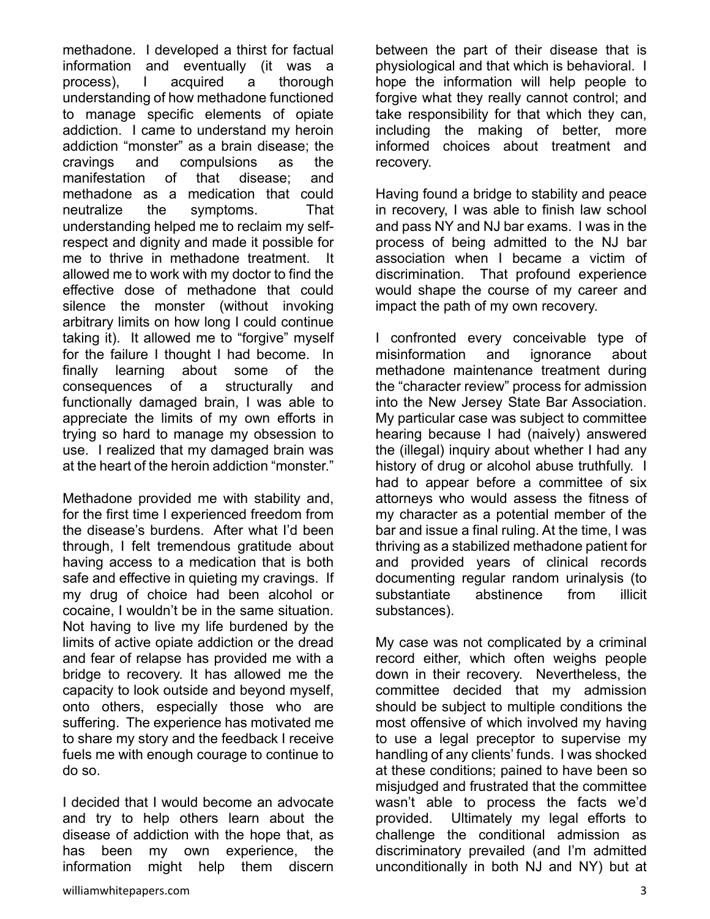methadone. I developed a thirst for factual information and eventually (it was a process), I acquired a thorough understanding of how methadone functioned to manage specific elements of opiate addiction. I came to understand my heroin addiction "monster" as a brain disease; the cravings and compulsions as the manifestation of that disease; and methadone as a medication that could neutralize the symptoms. That understanding helped me to reclaim my self-respect and dignity and made it possible for me to thrive in methadone treatment. It allowed me to work with my doctor to find the effective dose of methadone that could silence the monster (without invoking arbitrary limits on how long I could continue taking it). It allowed me to "forgive" myself for the failure I thought I had become. In finally learning about some of the consequences of a structurally and functionally damaged brain, I was able to appreciate the limits of my own efforts in trying so hard to manage my obsession to use. I realized that my damaged brain was at the heart of the heroin addiction "monster."

Methadone provided me with stability and, for the first time I experienced freedom from the disease's burdens. After what I'd been through, I felt tremendous gratitude about having access to a medication that is both safe and effective in quieting my cravings. If my drug of choice had been alcohol or cocaine, I wouldn't be in the same situation. Not having to live my life burdened by the limits of active opiate addiction or the dread and fear of relapse has provided me with a bridge to recovery. It has allowed me the capacity to look outside and beyond myself, onto others, especially those who are suffering. The experience has motivated me to share my story and the feedback I receive fuels me with enough courage to continue to do so.

I decided that I would become an advocate and try to help others learn about the disease of addiction with the hope that, as has been my own experience, the information might help them discern between the part of their disease that is physiological and that which is behavioral. I hope the information will help people to forgive what they really cannot control; and take responsibility for that which they can, including the making of better, more informed choices about treatment and recovery.

Having found a bridge to stability and peace in recovery, I was able to finish law school and pass NY and NJ bar exams. I was in the process of being admitted to the NJ bar association when I became a victim of discrimination. That profound experience would shape the course of my career and impact the path of my own recovery.

I confronted every conceivable type of misinformation and ignorance about methadone maintenance treatment during the "character review" process for admission into the New Jersey State Bar Association. My particular case was subject to committee hearing because I had (naively) answered the (illegal) inquiry about whether I had any history of drug or alcohol abuse truthfully. I had to appear before a committee of six attorneys who would assess the fitness of my character as a potential member of the bar and issue a final ruling. At the time, I was thriving as a stabilized methadone patient for and provided years of clinical records documenting regular random urinalysis (to substantiate abstinence from illicit substances).

My case was not complicated by a criminal record either, which often weighs people down in their recovery. Nevertheless, the committee decided that my admission should be subject to multiple conditions the most offensive of which involved my having to use a legal preceptor to supervise my handling of any clients' funds. I was shocked at these conditions; pained to have been so misjudged and frustrated that the committee wasn't able to process the facts we'd provided. Ultimately my legal efforts to challenge the conditional admission as discriminatory prevailed (and I'm admitted unconditionally in both NJ and NY) but at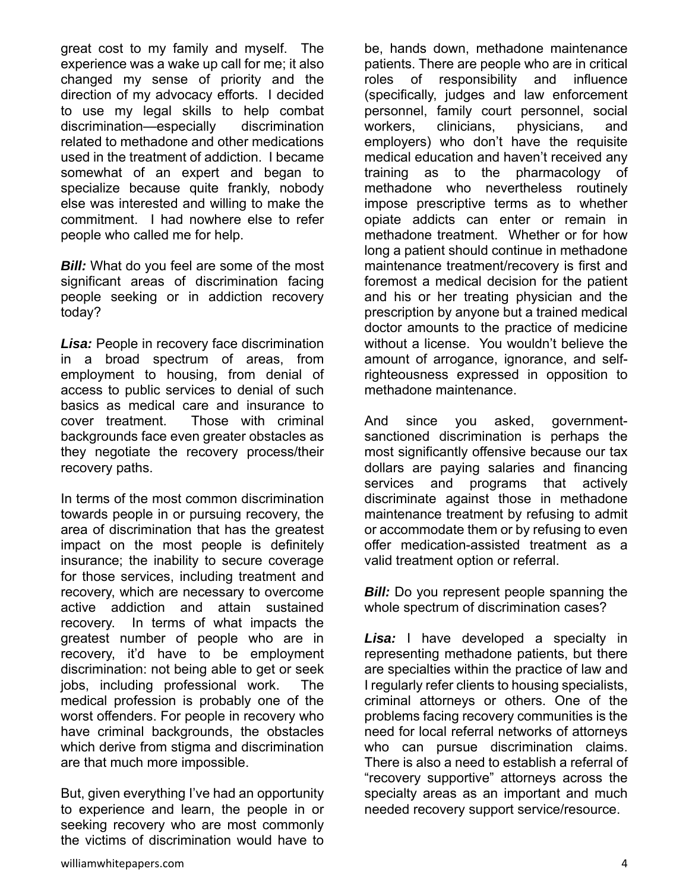great cost to my family and myself. The experience was a wake up call for me; it also changed my sense of priority and the direction of my advocacy efforts. I decided to use my legal skills to help combat discrimination—especially discrimination related to methadone and other medications used in the treatment of addiction. I became somewhat of an expert and began to specialize because quite frankly, nobody else was interested and willing to make the commitment. I had nowhere else to refer people who called me for help.

***Bill:*** What do you feel are some of the most significant areas of discrimination facing people seeking or in addiction recovery today?

***Lisa:*** People in recovery face discrimination in a broad spectrum of areas, from employment to housing, from denial of access to public services to denial of such basics as medical care and insurance to cover treatment. Those with criminal backgrounds face even greater obstacles as they negotiate the recovery process/their recovery paths.

In terms of the most common discrimination towards people in or pursuing recovery, the area of discrimination that has the greatest impact on the most people is definitely insurance; the inability to secure coverage for those services, including treatment and recovery, which are necessary to overcome active addiction and attain sustained recovery. In terms of what impacts the greatest number of people who are in recovery, it'd have to be employment discrimination: not being able to get or seek jobs, including professional work. The medical profession is probably one of the worst offenders. For people in recovery who have criminal backgrounds, the obstacles which derive from stigma and discrimination are that much more impossible.

But, given everything I've had an opportunity to experience and learn, the people in or seeking recovery who are most commonly the victims of discrimination would have to be, hands down, methadone maintenance patients. There are people who are in critical roles of responsibility and influence (specifically, judges and law enforcement personnel, family court personnel, social workers, clinicians, physicians, and employers) who don't have the requisite medical education and haven't received any training as to the pharmacology of methadone who nevertheless routinely impose prescriptive terms as to whether opiate addicts can enter or remain in methadone treatment. Whether or for how long a patient should continue in methadone maintenance treatment/recovery is first and foremost a medical decision for the patient and his or her treating physician and the prescription by anyone but a trained medical doctor amounts to the practice of medicine without a license. You wouldn't believe the amount of arrogance, ignorance, and self-righteousness expressed in opposition to methadone maintenance.

And since you asked, government-sanctioned discrimination is perhaps the most significantly offensive because our tax dollars are paying salaries and financing services and programs that actively discriminate against those in methadone maintenance treatment by refusing to admit or accommodate them or by refusing to even offer medication-assisted treatment as a valid treatment option or referral.

***Bill:*** Do you represent people spanning the whole spectrum of discrimination cases?

***Lisa:*** I have developed a specialty in representing methadone patients, but there are specialties within the practice of law and I regularly refer clients to housing specialists, criminal attorneys or others. One of the problems facing recovery communities is the need for local referral networks of attorneys who can pursue discrimination claims. There is also a need to establish a referral of "recovery supportive" attorneys across the specialty areas as an important and much needed recovery support service/resource.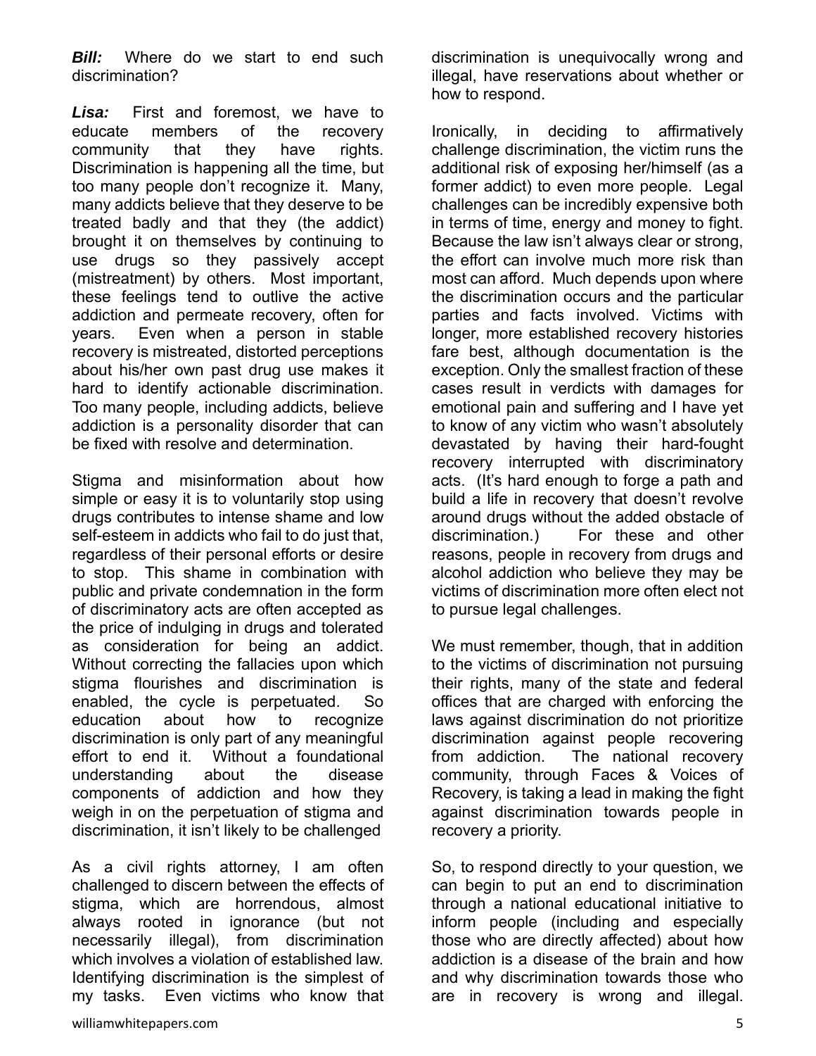***Bill:*** Where do we start to end such discrimination?

***Lisa:*** First and foremost, we have to educate members of the recovery community that they have rights. Discrimination is happening all the time, but too many people don't recognize it. Many, many addicts believe that they deserve to be treated badly and that they (the addict) brought it on themselves by continuing to use drugs so they passively accept (mistreatment) by others. Most important, these feelings tend to outlive the active addiction and permeate recovery, often for years. Even when a person in stable recovery is mistreated, distorted perceptions about his/her own past drug use makes it hard to identify actionable discrimination. Too many people, including addicts, believe addiction is a personality disorder that can be fixed with resolve and determination.

Stigma and misinformation about how simple or easy it is to voluntarily stop using drugs contributes to intense shame and low self-esteem in addicts who fail to do just that, regardless of their personal efforts or desire to stop. This shame in combination with public and private condemnation in the form of discriminatory acts are often accepted as the price of indulging in drugs and tolerated as consideration for being an addict. Without correcting the fallacies upon which stigma flourishes and discrimination is enabled, the cycle is perpetuated. So education about how to recognize discrimination is only part of any meaningful effort to end it. Without a foundational understanding about the disease components of addiction and how they weigh in on the perpetuation of stigma and discrimination, it isn't likely to be challenged

As a civil rights attorney, I am often challenged to discern between the effects of stigma, which are horrendous, almost always rooted in ignorance (but not necessarily illegal), from discrimination which involves a violation of established law. Identifying discrimination is the simplest of my tasks. Even victims who know that discrimination is unequivocally wrong and illegal, have reservations about whether or how to respond.

Ironically, in deciding to affirmatively challenge discrimination, the victim runs the additional risk of exposing her/himself (as a former addict) to even more people. Legal challenges can be incredibly expensive both in terms of time, energy and money to fight. Because the law isn't always clear or strong, the effort can involve much more risk than most can afford. Much depends upon where the discrimination occurs and the particular parties and facts involved. Victims with longer, more established recovery histories fare best, although documentation is the exception. Only the smallest fraction of these cases result in verdicts with damages for emotional pain and suffering and I have yet to know of any victim who wasn't absolutely devastated by having their hard-fought recovery interrupted with discriminatory acts. (It's hard enough to forge a path and build a life in recovery that doesn't revolve around drugs without the added obstacle of discrimination.) For these and other reasons, people in recovery from drugs and alcohol addiction who believe they may be victims of discrimination more often elect not to pursue legal challenges.

We must remember, though, that in addition to the victims of discrimination not pursuing their rights, many of the state and federal offices that are charged with enforcing the laws against discrimination do not prioritize discrimination against people recovering from addiction. The national recovery community, through Faces & Voices of Recovery, is taking a lead in making the fight against discrimination towards people in recovery a priority.

So, to respond directly to your question, we can begin to put an end to discrimination through a national educational initiative to inform people (including and especially those who are directly affected) about how addiction is a disease of the brain and how and why discrimination towards those who are in recovery is wrong and illegal.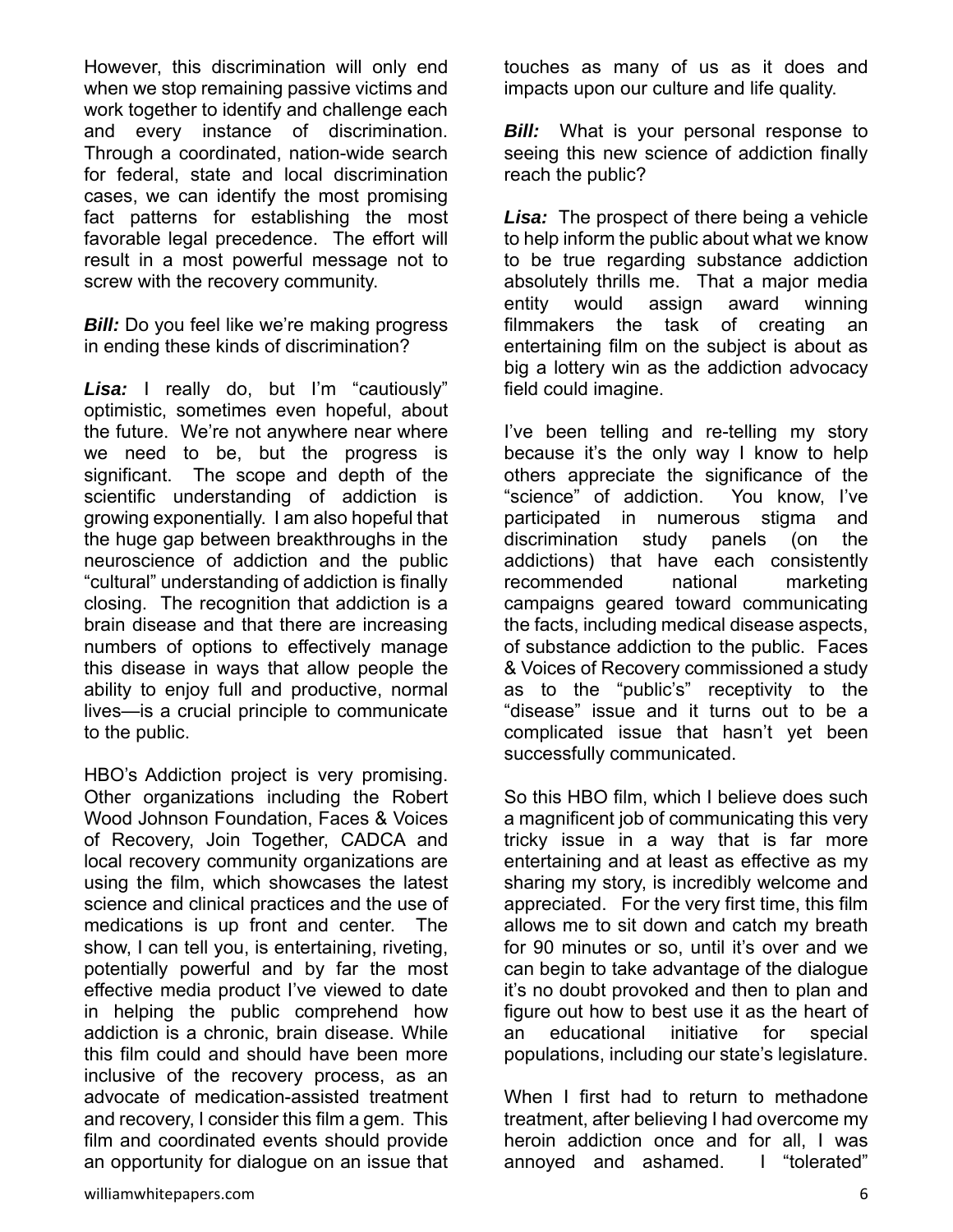However, this discrimination will only end when we stop remaining passive victims and work together to identify and challenge each and every instance of discrimination. Through a coordinated, nation-wide search for federal, state and local discrimination cases, we can identify the most promising fact patterns for establishing the most favorable legal precedence. The effort will result in a most powerful message not to screw with the recovery community.

***Bill:*** Do you feel like we're making progress in ending these kinds of discrimination?

***Lisa:*** I really do, but I'm "cautiously" optimistic, sometimes even hopeful, about the future. We're not anywhere near where we need to be, but the progress is significant. The scope and depth of the scientific understanding of addiction is growing exponentially. I am also hopeful that the huge gap between breakthroughs in the neuroscience of addiction and the public "cultural" understanding of addiction is finally closing. The recognition that addiction is a brain disease and that there are increasing numbers of options to effectively manage this disease in ways that allow people the ability to enjoy full and productive, normal lives—is a crucial principle to communicate to the public.

HBO's Addiction project is very promising. Other organizations including the Robert Wood Johnson Foundation, Faces & Voices of Recovery, Join Together, CADCA and local recovery community organizations are using the film, which showcases the latest science and clinical practices and the use of medications is up front and center. The show, I can tell you, is entertaining, riveting, potentially powerful and by far the most effective media product I've viewed to date in helping the public comprehend how addiction is a chronic, brain disease. While this film could and should have been more inclusive of the recovery process, as an advocate of medication-assisted treatment and recovery, I consider this film a gem. This film and coordinated events should provide an opportunity for dialogue on an issue that touches as many of us as it does and impacts upon our culture and life quality.

***Bill:*** What is your personal response to seeing this new science of addiction finally reach the public?

***Lisa:*** The prospect of there being a vehicle to help inform the public about what we know to be true regarding substance addiction absolutely thrills me. That a major media entity would assign award winning filmmakers the task of creating an entertaining film on the subject is about as big a lottery win as the addiction advocacy field could imagine.

I've been telling and re-telling my story because it's the only way I know to help others appreciate the significance of the "science" of addiction. You know, I've participated in numerous stigma and discrimination study panels (on the addictions) that have each consistently recommended national marketing campaigns geared toward communicating the facts, including medical disease aspects, of substance addiction to the public. Faces & Voices of Recovery commissioned a study as to the "public's" receptivity to the "disease" issue and it turns out to be a complicated issue that hasn't yet been successfully communicated.

So this HBO film, which I believe does such a magnificent job of communicating this very tricky issue in a way that is far more entertaining and at least as effective as my sharing my story, is incredibly welcome and appreciated. For the very first time, this film allows me to sit down and catch my breath for 90 minutes or so, until it's over and we can begin to take advantage of the dialogue it's no doubt provoked and then to plan and figure out how to best use it as the heart of an educational initiative for special populations, including our state's legislature.

When I first had to return to methadone treatment, after believing I had overcome my heroin addiction once and for all, I was annoyed and ashamed. I "tolerated"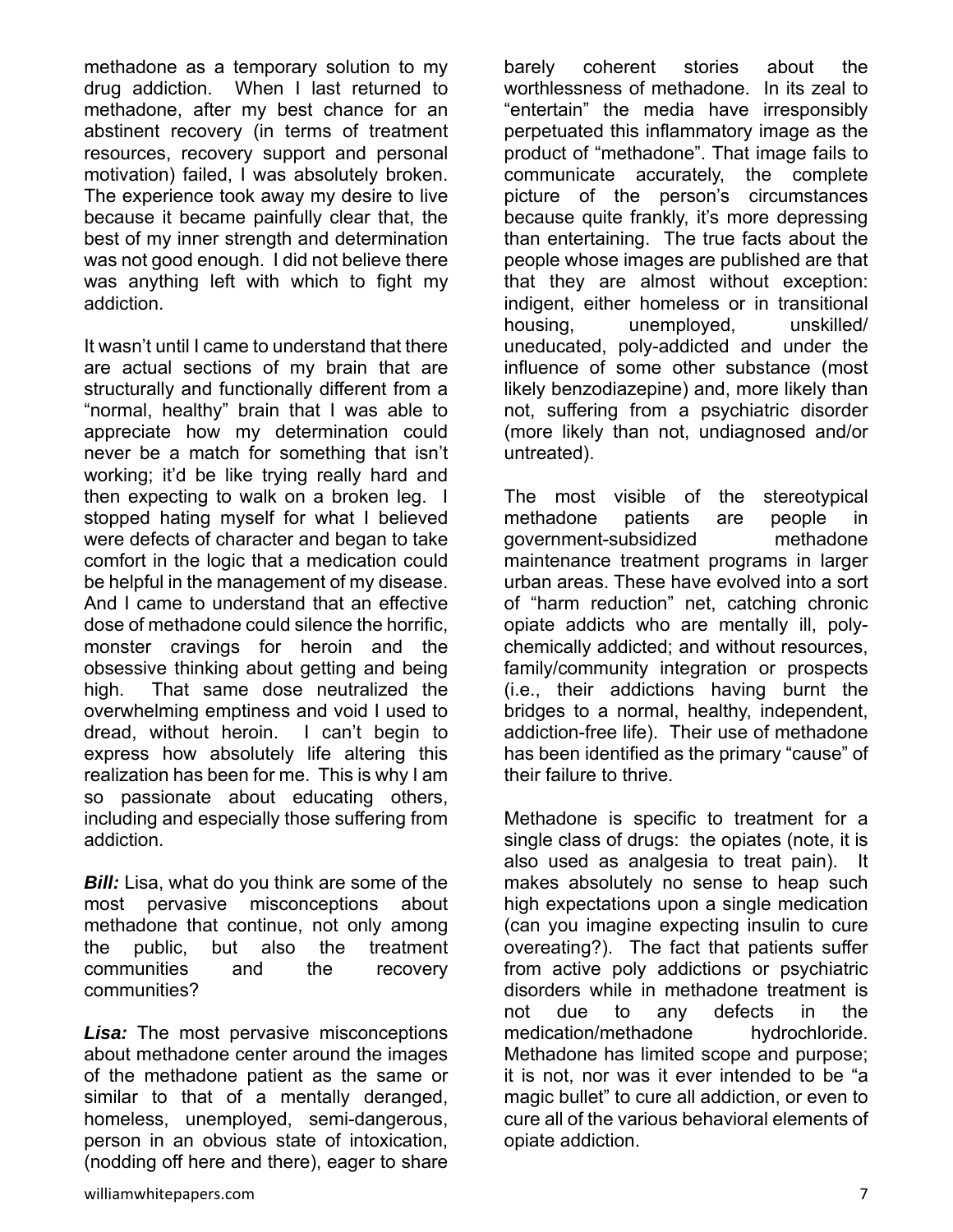methadone as a temporary solution to my drug addiction. When I last returned to methadone, after my best chance for an abstinent recovery (in terms of treatment resources, recovery support and personal motivation) failed, I was absolutely broken. The experience took away my desire to live because it became painfully clear that, the best of my inner strength and determination was not good enough. I did not believe there was anything left with which to fight my addiction.

It wasn't until I came to understand that there are actual sections of my brain that are structurally and functionally different from a "normal, healthy" brain that I was able to appreciate how my determination could never be a match for something that isn't working; it'd be like trying really hard and then expecting to walk on a broken leg. I stopped hating myself for what I believed were defects of character and began to take comfort in the logic that a medication could be helpful in the management of my disease. And I came to understand that an effective dose of methadone could silence the horrific, monster cravings for heroin and the obsessive thinking about getting and being high. That same dose neutralized the overwhelming emptiness and void I used to dread, without heroin. I can't begin to express how absolutely life altering this realization has been for me. This is why I am so passionate about educating others, including and especially those suffering from addiction.

***Bill:*** Lisa, what do you think are some of the most pervasive misconceptions about methadone that continue, not only among the public, but also the treatment communities and the recovery communities?

***Lisa:*** The most pervasive misconceptions about methadone center around the images of the methadone patient as the same or similar to that of a mentally deranged, homeless, unemployed, semi-dangerous, person in an obvious state of intoxication, (nodding off here and there), eager to share barely coherent stories about the worthlessness of methadone. In its zeal to "entertain" the media have irresponsibly perpetuated this inflammatory image as the product of "methadone". That image fails to communicate accurately, the complete picture of the person's circumstances because quite frankly, it's more depressing than entertaining. The true facts about the people whose images are published are that that they are almost without exception: indigent, either homeless or in transitional housing, unemployed, unskilled/ uneducated, poly-addicted and under the influence of some other substance (most likely benzodiazepine) and, more likely than not, suffering from a psychiatric disorder (more likely than not, undiagnosed and/or untreated).

The most visible of the stereotypical methadone patients are people in government-subsidized methadone maintenance treatment programs in larger urban areas. These have evolved into a sort of "harm reduction" net, catching chronic opiate addicts who are mentally ill, poly-chemically addicted; and without resources, family/community integration or prospects (i.e., their addictions having burnt the bridges to a normal, healthy, independent, addiction-free life). Their use of methadone has been identified as the primary "cause" of their failure to thrive.

Methadone is specific to treatment for a single class of drugs: the opiates (note, it is also used as analgesia to treat pain). It makes absolutely no sense to heap such high expectations upon a single medication (can you imagine expecting insulin to cure overeating?). The fact that patients suffer from active poly addictions or psychiatric disorders while in methadone treatment is not due to any defects in the medication/methadone hydrochloride. Methadone has limited scope and purpose; it is not, nor was it ever intended to be "a magic bullet" to cure all addiction, or even to cure all of the various behavioral elements of opiate addiction.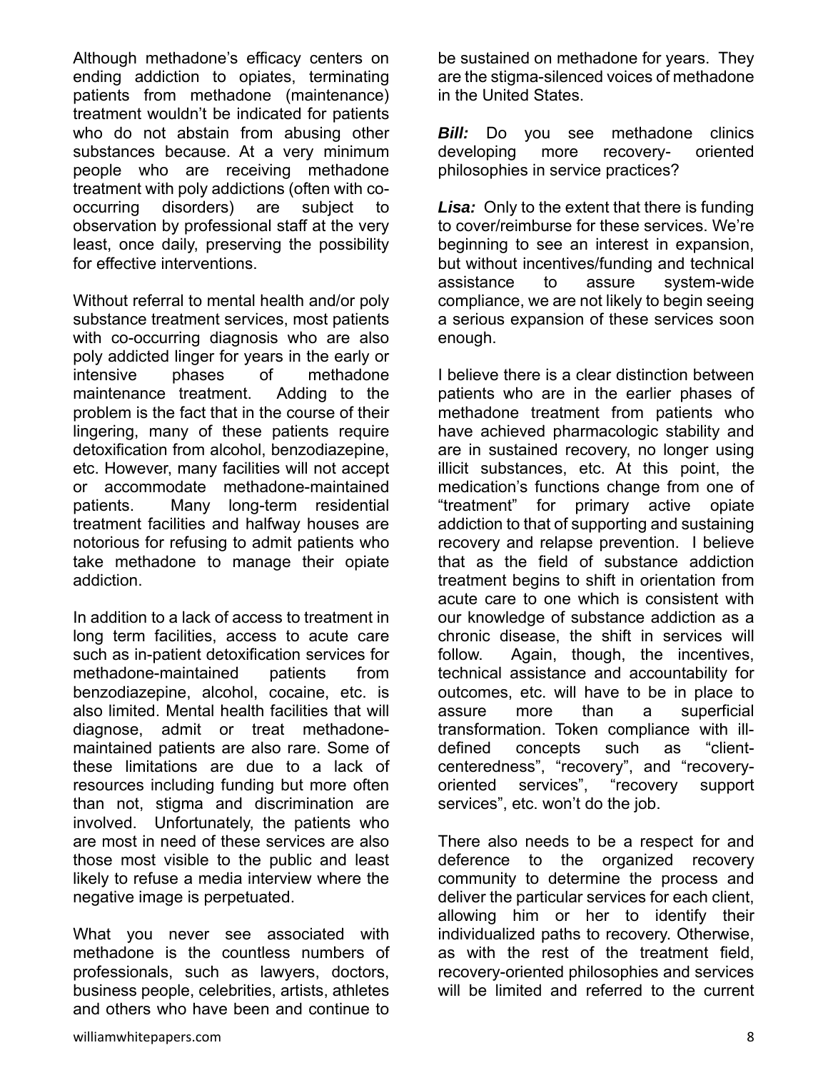Although methadone's efficacy centers on ending addiction to opiates, terminating patients from methadone (maintenance) treatment wouldn't be indicated for patients who do not abstain from abusing other substances because. At a very minimum people who are receiving methadone treatment with poly addictions (often with co-occurring disorders) are subject to observation by professional staff at the very least, once daily, preserving the possibility for effective interventions.

Without referral to mental health and/or poly substance treatment services, most patients with co-occurring diagnosis who are also poly addicted linger for years in the early or intensive phases of methadone maintenance treatment. Adding to the problem is the fact that in the course of their lingering, many of these patients require detoxification from alcohol, benzodiazepine, etc. However, many facilities will not accept or accommodate methadone-maintained patients. Many long-term residential treatment facilities and halfway houses are notorious for refusing to admit patients who take methadone to manage their opiate addiction.

In addition to a lack of access to treatment in long term facilities, access to acute care such as in-patient detoxification services for methadone-maintained patients from benzodiazepine, alcohol, cocaine, etc. is also limited. Mental health facilities that will diagnose, admit or treat methadone-maintained patients are also rare. Some of these limitations are due to a lack of resources including funding but more often than not, stigma and discrimination are involved. Unfortunately, the patients who are most in need of these services are also those most visible to the public and least likely to refuse a media interview where the negative image is perpetuated.

What you never see associated with methadone is the countless numbers of professionals, such as lawyers, doctors, business people, celebrities, artists, athletes and others who have been and continue to be sustained on methadone for years. They are the stigma-silenced voices of methadone in the United States.

***Bill:*** Do you see methadone clinics developing more recovery- oriented philosophies in service practices?

***Lisa:*** Only to the extent that there is funding to cover/reimburse for these services. We're beginning to see an interest in expansion, but without incentives/funding and technical assistance to assure system-wide compliance, we are not likely to begin seeing a serious expansion of these services soon enough.

I believe there is a clear distinction between patients who are in the earlier phases of methadone treatment from patients who have achieved pharmacologic stability and are in sustained recovery, no longer using illicit substances, etc. At this point, the medication's functions change from one of "treatment" for primary active opiate addiction to that of supporting and sustaining recovery and relapse prevention. I believe that as the field of substance addiction treatment begins to shift in orientation from acute care to one which is consistent with our knowledge of substance addiction as a chronic disease, the shift in services will follow. Again, though, the incentives, technical assistance and accountability for outcomes, etc. will have to be in place to assure more than a superficial transformation. Token compliance with ill-defined concepts such as "client-centeredness", "recovery", and "recovery-oriented services", "recovery support services", etc. won't do the job.

There also needs to be a respect for and deference to the organized recovery community to determine the process and deliver the particular services for each client, allowing him or her to identify their individualized paths to recovery. Otherwise, as with the rest of the treatment field, recovery-oriented philosophies and services will be limited and referred to the current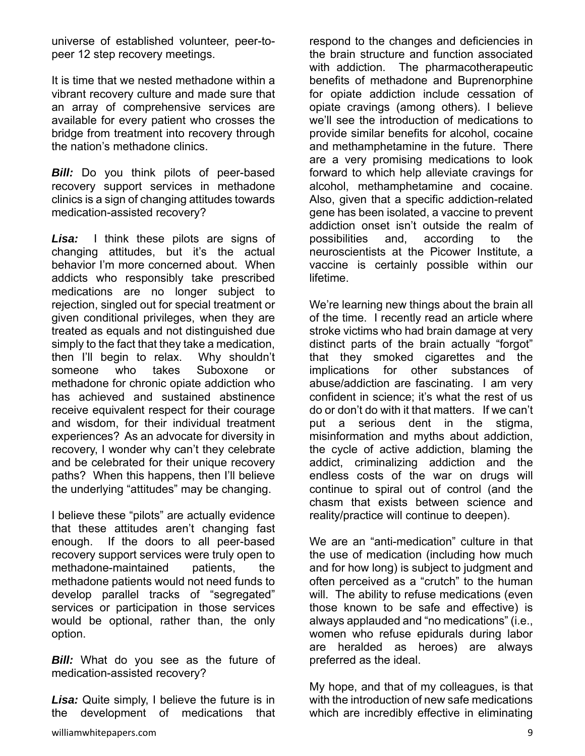universe of established volunteer, peer-to-peer 12 step recovery meetings.

It is time that we nested methadone within a vibrant recovery culture and made sure that an array of comprehensive services are available for every patient who crosses the bridge from treatment into recovery through the nation's methadone clinics.

***Bill:*** Do you think pilots of peer-based recovery support services in methadone clinics is a sign of changing attitudes towards medication-assisted recovery?

***Lisa:*** I think these pilots are signs of changing attitudes, but it's the actual behavior I'm more concerned about. When addicts who responsibly take prescribed medications are no longer subject to rejection, singled out for special treatment or given conditional privileges, when they are treated as equals and not distinguished due simply to the fact that they take a medication, then I'll begin to relax. Why shouldn't someone who takes Suboxone or methadone for chronic opiate addiction who has achieved and sustained abstinence receive equivalent respect for their courage and wisdom, for their individual treatment experiences? As an advocate for diversity in recovery, I wonder why can't they celebrate and be celebrated for their unique recovery paths? When this happens, then I'll believe the underlying "attitudes" may be changing.

I believe these "pilots" are actually evidence that these attitudes aren't changing fast enough. If the doors to all peer-based recovery support services were truly open to methadone-maintained patients, the methadone patients would not need funds to develop parallel tracks of "segregated" services or participation in those services would be optional, rather than, the only option.

***Bill:*** What do you see as the future of medication-assisted recovery?

***Lisa:*** Quite simply, I believe the future is in the development of medications that respond to the changes and deficiencies in the brain structure and function associated with addiction. The pharmacotherapeutic benefits of methadone and Buprenorphine for opiate addiction include cessation of opiate cravings (among others). I believe we'll see the introduction of medications to provide similar benefits for alcohol, cocaine and methamphetamine in the future. There are a very promising medications to look forward to which help alleviate cravings for alcohol, methamphetamine and cocaine. Also, given that a specific addiction-related gene has been isolated, a vaccine to prevent addiction onset isn't outside the realm of possibilities and, according to the neuroscientists at the Picower Institute, a vaccine is certainly possible within our lifetime.

We're learning new things about the brain all of the time. I recently read an article where stroke victims who had brain damage at very distinct parts of the brain actually "forgot" that they smoked cigarettes and the implications for other substances of abuse/addiction are fascinating. I am very confident in science; it's what the rest of us do or don't do with it that matters. If we can't put a serious dent in the stigma, misinformation and myths about addiction, the cycle of active addiction, blaming the addict, criminalizing addiction and the endless costs of the war on drugs will continue to spiral out of control (and the chasm that exists between science and reality/practice will continue to deepen).

We are an "anti-medication" culture in that the use of medication (including how much and for how long) is subject to judgment and often perceived as a "crutch" to the human will. The ability to refuse medications (even those known to be safe and effective) is always applauded and "no medications" (i.e., women who refuse epidurals during labor are heralded as heroes) are always preferred as the ideal.

My hope, and that of my colleagues, is that with the introduction of new safe medications which are incredibly effective in eliminating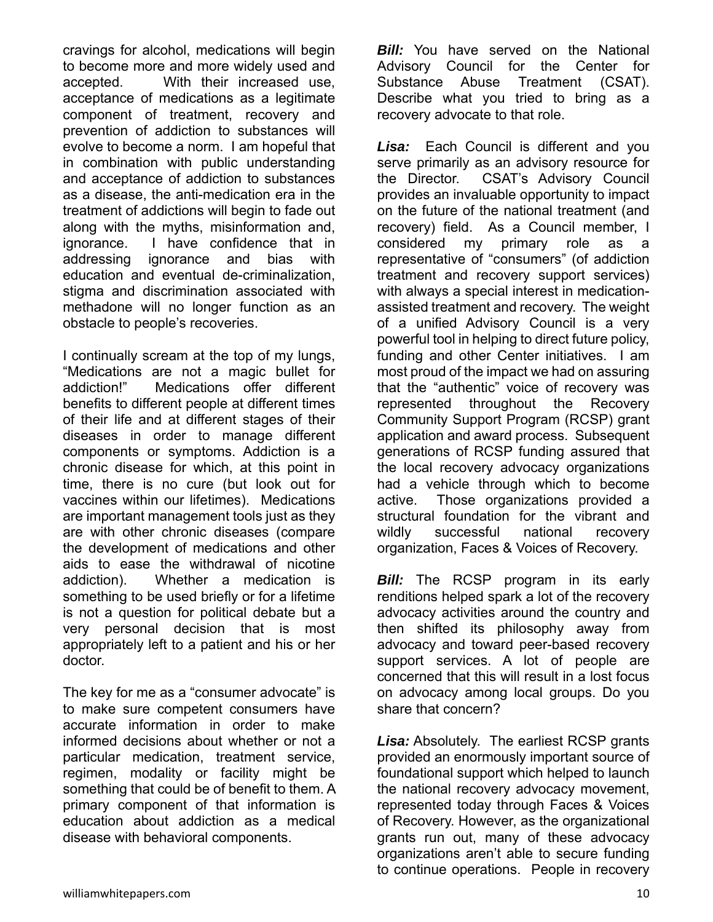cravings for alcohol, medications will begin to become more and more widely used and accepted. With their increased use, acceptance of medications as a legitimate component of treatment, recovery and prevention of addiction to substances will evolve to become a norm. I am hopeful that in combination with public understanding and acceptance of addiction to substances as a disease, the anti-medication era in the treatment of addictions will begin to fade out along with the myths, misinformation and, ignorance. I have confidence that in addressing ignorance and bias with education and eventual de-criminalization, stigma and discrimination associated with methadone will no longer function as an obstacle to people's recoveries.

I continually scream at the top of my lungs, "Medications are not a magic bullet for addiction!" Medications offer different benefits to different people at different times of their life and at different stages of their diseases in order to manage different components or symptoms. Addiction is a chronic disease for which, at this point in time, there is no cure (but look out for vaccines within our lifetimes). Medications are important management tools just as they are with other chronic diseases (compare the development of medications and other aids to ease the withdrawal of nicotine addiction). Whether a medication is something to be used briefly or for a lifetime is not a question for political debate but a very personal decision that is most appropriately left to a patient and his or her doctor.

The key for me as a "consumer advocate" is to make sure competent consumers have accurate information in order to make informed decisions about whether or not a particular medication, treatment service, regimen, modality or facility might be something that could be of benefit to them. A primary component of that information is education about addiction as a medical disease with behavioral components.

***Bill:*** You have served on the National Advisory Council for the Center for Substance Abuse Treatment (CSAT). Describe what you tried to bring as a recovery advocate to that role.

***Lisa:*** Each Council is different and you serve primarily as an advisory resource for the Director. CSAT's Advisory Council provides an invaluable opportunity to impact on the future of the national treatment (and recovery) field. As a Council member, I considered my primary role as a representative of "consumers" (of addiction treatment and recovery support services) with always a special interest in medication-assisted treatment and recovery. The weight of a unified Advisory Council is a very powerful tool in helping to direct future policy, funding and other Center initiatives. I am most proud of the impact we had on assuring that the "authentic" voice of recovery was represented throughout the Recovery Community Support Program (RCSP) grant application and award process. Subsequent generations of RCSP funding assured that the local recovery advocacy organizations had a vehicle through which to become active. Those organizations provided a structural foundation for the vibrant and wildly successful national recovery organization, Faces & Voices of Recovery.

***Bill:*** The RCSP program in its early renditions helped spark a lot of the recovery advocacy activities around the country and then shifted its philosophy away from advocacy and toward peer-based recovery support services. A lot of people are concerned that this will result in a lost focus on advocacy among local groups. Do you share that concern?

***Lisa:*** Absolutely. The earliest RCSP grants provided an enormously important source of foundational support which helped to launch the national recovery advocacy movement, represented today through Faces & Voices of Recovery. However, as the organizational grants run out, many of these advocacy organizations aren't able to secure funding to continue operations. People in recovery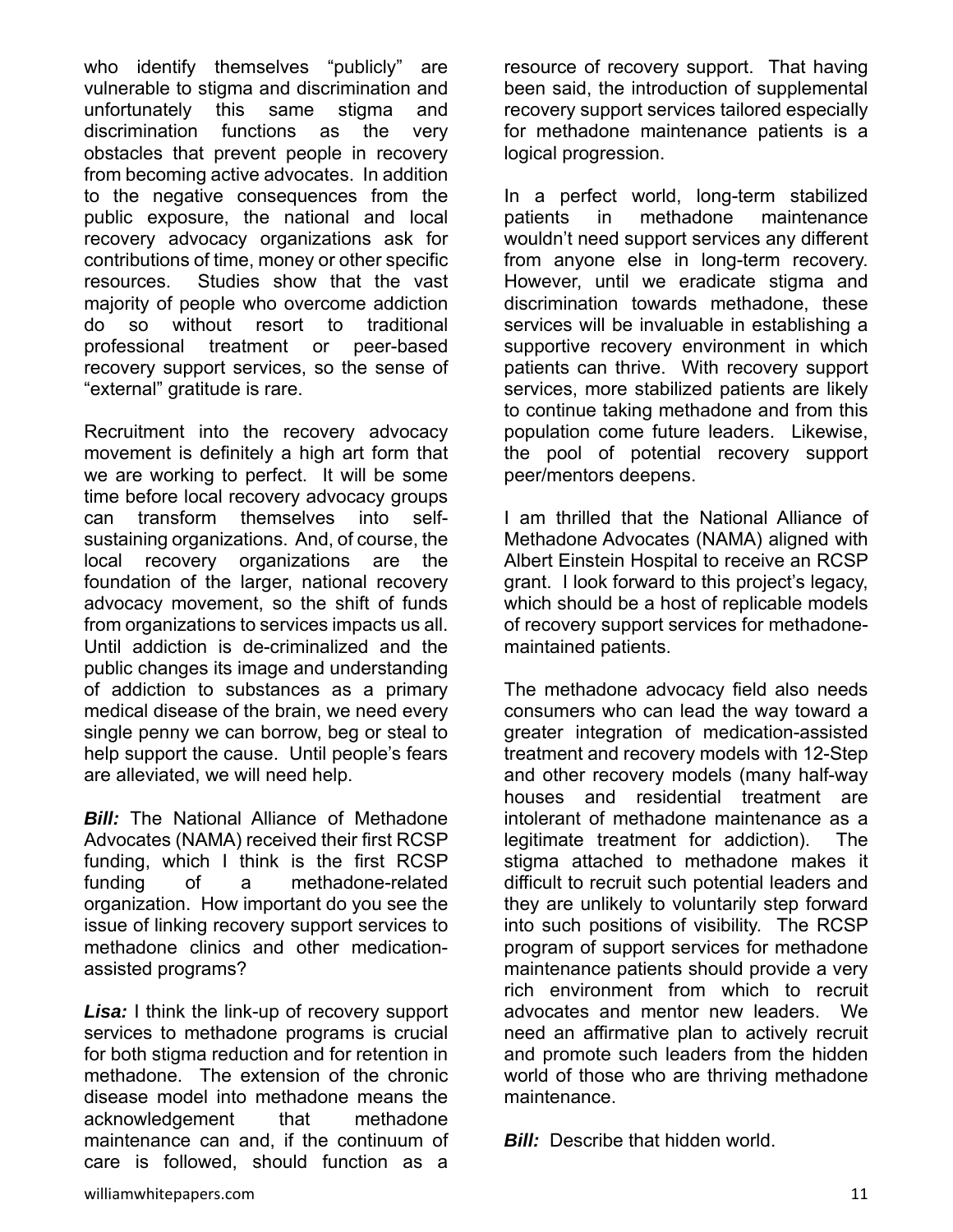who identify themselves "publicly" are vulnerable to stigma and discrimination and unfortunately this same stigma and discrimination functions as the very obstacles that prevent people in recovery from becoming active advocates. In addition to the negative consequences from the public exposure, the national and local recovery advocacy organizations ask for contributions of time, money or other specific resources. Studies show that the vast majority of people who overcome addiction do so without resort to traditional professional treatment or peer-based recovery support services, so the sense of "external" gratitude is rare.

Recruitment into the recovery advocacy movement is definitely a high art form that we are working to perfect. It will be some time before local recovery advocacy groups can transform themselves into self-sustaining organizations. And, of course, the local recovery organizations are the foundation of the larger, national recovery advocacy movement, so the shift of funds from organizations to services impacts us all. Until addiction is de-criminalized and the public changes its image and understanding of addiction to substances as a primary medical disease of the brain, we need every single penny we can borrow, beg or steal to help support the cause. Until people's fears are alleviated, we will need help.

***Bill:*** The National Alliance of Methadone Advocates (NAMA) received their first RCSP funding, which I think is the first RCSP funding of a methadone-related organization. How important do you see the issue of linking recovery support services to methadone clinics and other medication-assisted programs?

***Lisa:*** I think the link-up of recovery support services to methadone programs is crucial for both stigma reduction and for retention in methadone. The extension of the chronic disease model into methadone means the acknowledgement that methadone maintenance can and, if the continuum of care is followed, should function as a resource of recovery support. That having been said, the introduction of supplemental recovery support services tailored especially for methadone maintenance patients is a logical progression.

In a perfect world, long-term stabilized patients in methadone maintenance wouldn't need support services any different from anyone else in long-term recovery. However, until we eradicate stigma and discrimination towards methadone, these services will be invaluable in establishing a supportive recovery environment in which patients can thrive. With recovery support services, more stabilized patients are likely to continue taking methadone and from this population come future leaders. Likewise, the pool of potential recovery support peer/mentors deepens.

I am thrilled that the National Alliance of Methadone Advocates (NAMA) aligned with Albert Einstein Hospital to receive an RCSP grant. I look forward to this project's legacy, which should be a host of replicable models of recovery support services for methadone-maintained patients.

The methadone advocacy field also needs consumers who can lead the way toward a greater integration of medication-assisted treatment and recovery models with 12-Step and other recovery models (many half-way houses and residential treatment are intolerant of methadone maintenance as a legitimate treatment for addiction). The stigma attached to methadone makes it difficult to recruit such potential leaders and they are unlikely to voluntarily step forward into such positions of visibility. The RCSP program of support services for methadone maintenance patients should provide a very rich environment from which to recruit advocates and mentor new leaders. We need an affirmative plan to actively recruit and promote such leaders from the hidden world of those who are thriving methadone maintenance.

***Bill:*** Describe that hidden world.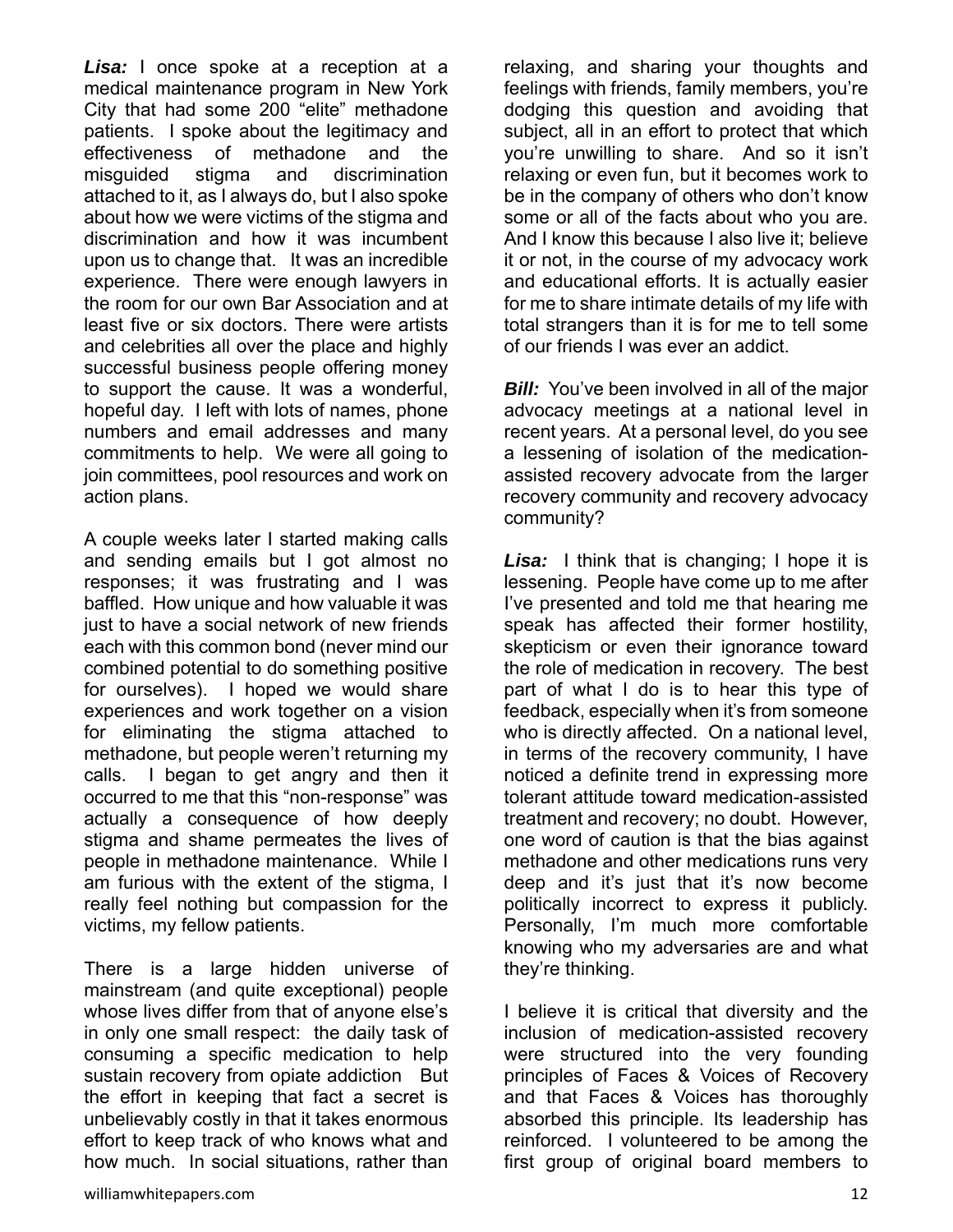***Lisa:*** I once spoke at a reception at a medical maintenance program in New York City that had some 200 "elite" methadone patients. I spoke about the legitimacy and effectiveness of methadone and the misguided stigma and discrimination attached to it, as I always do, but I also spoke about how we were victims of the stigma and discrimination and how it was incumbent upon us to change that. It was an incredible experience. There were enough lawyers in the room for our own Bar Association and at least five or six doctors. There were artists and celebrities all over the place and highly successful business people offering money to support the cause. It was a wonderful, hopeful day. I left with lots of names, phone numbers and email addresses and many commitments to help. We were all going to join committees, pool resources and work on action plans.

A couple weeks later I started making calls and sending emails but I got almost no responses; it was frustrating and I was baffled. How unique and how valuable it was just to have a social network of new friends each with this common bond (never mind our combined potential to do something positive for ourselves). I hoped we would share experiences and work together on a vision for eliminating the stigma attached to methadone, but people weren't returning my calls. I began to get angry and then it occurred to me that this "non-response" was actually a consequence of how deeply stigma and shame permeates the lives of people in methadone maintenance. While I am furious with the extent of the stigma, I really feel nothing but compassion for the victims, my fellow patients.

There is a large hidden universe of mainstream (and quite exceptional) people whose lives differ from that of anyone else's in only one small respect: the daily task of consuming a specific medication to help sustain recovery from opiate addiction But the effort in keeping that fact a secret is unbelievably costly in that it takes enormous effort to keep track of who knows what and how much. In social situations, rather than relaxing, and sharing your thoughts and feelings with friends, family members, you're dodging this question and avoiding that subject, all in an effort to protect that which you're unwilling to share. And so it isn't relaxing or even fun, but it becomes work to be in the company of others who don't know some or all of the facts about who you are. And I know this because I also live it; believe it or not, in the course of my advocacy work and educational efforts. It is actually easier for me to share intimate details of my life with total strangers than it is for me to tell some of our friends I was ever an addict.

***Bill:*** You've been involved in all of the major advocacy meetings at a national level in recent years. At a personal level, do you see a lessening of isolation of the medication-assisted recovery advocate from the larger recovery community and recovery advocacy community?

***Lisa:*** I think that is changing; I hope it is lessening. People have come up to me after I've presented and told me that hearing me speak has affected their former hostility, skepticism or even their ignorance toward the role of medication in recovery. The best part of what I do is to hear this type of feedback, especially when it's from someone who is directly affected. On a national level, in terms of the recovery community, I have noticed a definite trend in expressing more tolerant attitude toward medication-assisted treatment and recovery; no doubt. However, one word of caution is that the bias against methadone and other medications runs very deep and it's just that it's now become politically incorrect to express it publicly. Personally, I'm much more comfortable knowing who my adversaries are and what they're thinking.

I believe it is critical that diversity and the inclusion of medication-assisted recovery were structured into the very founding principles of Faces & Voices of Recovery and that Faces & Voices has thoroughly absorbed this principle. Its leadership has reinforced. I volunteered to be among the first group of original board members to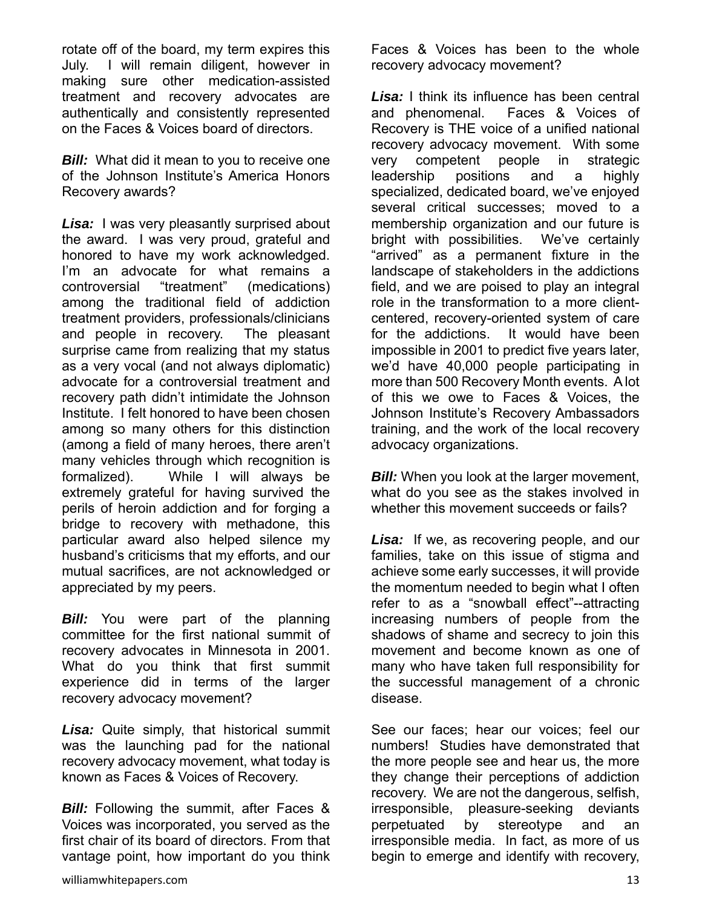rotate off of the board, my term expires this July. I will remain diligent, however in making sure other medication-assisted treatment and recovery advocates are authentically and consistently represented on the Faces & Voices board of directors.

***Bill:*** What did it mean to you to receive one of the Johnson Institute's America Honors Recovery awards?

***Lisa:*** I was very pleasantly surprised about the award. I was very proud, grateful and honored to have my work acknowledged. I'm an advocate for what remains a controversial "treatment" (medications) among the traditional field of addiction treatment providers, professionals/clinicians and people in recovery. The pleasant surprise came from realizing that my status as a very vocal (and not always diplomatic) advocate for a controversial treatment and recovery path didn't intimidate the Johnson Institute. I felt honored to have been chosen among so many others for this distinction (among a field of many heroes, there aren't many vehicles through which recognition is formalized). While I will always be extremely grateful for having survived the perils of heroin addiction and for forging a bridge to recovery with methadone, this particular award also helped silence my husband's criticisms that my efforts, and our mutual sacrifices, are not acknowledged or appreciated by my peers.

***Bill:*** You were part of the planning committee for the first national summit of recovery advocates in Minnesota in 2001. What do you think that first summit experience did in terms of the larger recovery advocacy movement?

***Lisa:*** Quite simply, that historical summit was the launching pad for the national recovery advocacy movement, what today is known as Faces & Voices of Recovery.

***Bill:*** Following the summit, after Faces & Voices was incorporated, you served as the first chair of its board of directors. From that vantage point, how important do you think Faces & Voices has been to the whole recovery advocacy movement?

***Lisa:*** I think its influence has been central and phenomenal. Faces & Voices of Recovery is THE voice of a unified national recovery advocacy movement. With some very competent people in strategic leadership positions and a highly specialized, dedicated board, we've enjoyed several critical successes; moved to a membership organization and our future is bright with possibilities. We've certainly "arrived" as a permanent fixture in the landscape of stakeholders in the addictions field, and we are poised to play an integral role in the transformation to a more client-centered, recovery-oriented system of care for the addictions. It would have been impossible in 2001 to predict five years later, we'd have 40,000 people participating in more than 500 Recovery Month events. A lot of this we owe to Faces & Voices, the Johnson Institute's Recovery Ambassadors training, and the work of the local recovery advocacy organizations.

***Bill:*** When you look at the larger movement, what do you see as the stakes involved in whether this movement succeeds or fails?

***Lisa:*** If we, as recovering people, and our families, take on this issue of stigma and achieve some early successes, it will provide the momentum needed to begin what I often refer to as a "snowball effect"--attracting increasing numbers of people from the shadows of shame and secrecy to join this movement and become known as one of many who have taken full responsibility for the successful management of a chronic disease.

See our faces; hear our voices; feel our numbers! Studies have demonstrated that the more people see and hear us, the more they change their perceptions of addiction recovery. We are not the dangerous, selfish, irresponsible, pleasure-seeking deviants perpetuated by stereotype and an irresponsible media. In fact, as more of us begin to emerge and identify with recovery,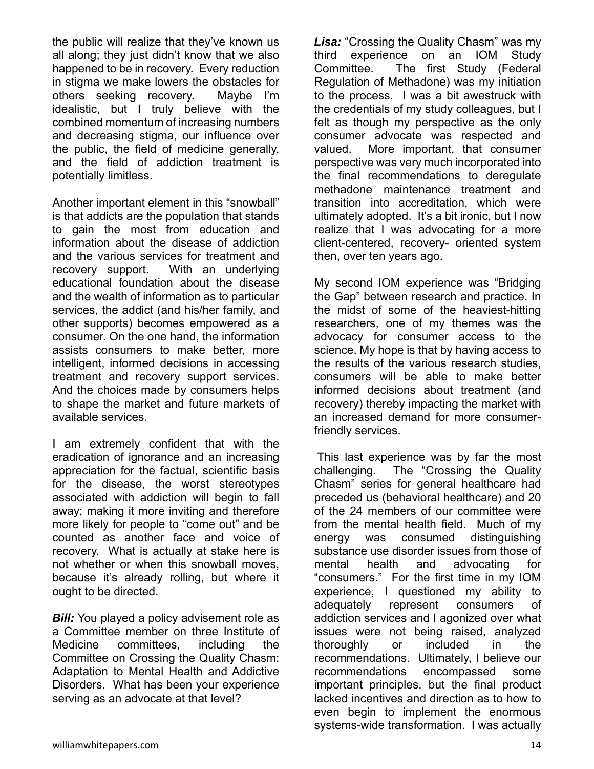the public will realize that they've known us all along; they just didn't know that we also happened to be in recovery. Every reduction in stigma we make lowers the obstacles for others seeking recovery. Maybe I'm idealistic, but I truly believe with the combined momentum of increasing numbers and decreasing stigma, our influence over the public, the field of medicine generally, and the field of addiction treatment is potentially limitless.

Another important element in this "snowball" is that addicts are the population that stands to gain the most from education and information about the disease of addiction and the various services for treatment and recovery support. With an underlying educational foundation about the disease and the wealth of information as to particular services, the addict (and his/her family, and other supports) becomes empowered as a consumer. On the one hand, the information assists consumers to make better, more intelligent, informed decisions in accessing treatment and recovery support services. And the choices made by consumers helps to shape the market and future markets of available services.

I am extremely confident that with the eradication of ignorance and an increasing appreciation for the factual, scientific basis for the disease, the worst stereotypes associated with addiction will begin to fall away; making it more inviting and therefore more likely for people to "come out" and be counted as another face and voice of recovery. What is actually at stake here is not whether or when this snowball moves, because it's already rolling, but where it ought to be directed.

***Bill:*** You played a policy advisement role as a Committee member on three Institute of Medicine committees, including the Committee on Crossing the Quality Chasm: Adaptation to Mental Health and Addictive Disorders. What has been your experience serving as an advocate at that level?

***Lisa:*** "Crossing the Quality Chasm" was my third experience on an IOM Study Committee. The first Study (Federal Regulation of Methadone) was my initiation to the process. I was a bit awestruck with the credentials of my study colleagues, but I felt as though my perspective as the only consumer advocate was respected and valued. More important, that consumer perspective was very much incorporated into the final recommendations to deregulate methadone maintenance treatment and transition into accreditation, which were ultimately adopted. It's a bit ironic, but I now realize that I was advocating for a more client-centered, recovery- oriented system then, over ten years ago.

My second IOM experience was "Bridging the Gap" between research and practice. In the midst of some of the heaviest-hitting researchers, one of my themes was the advocacy for consumer access to the science. My hope is that by having access to the results of the various research studies, consumers will be able to make better informed decisions about treatment (and recovery) thereby impacting the market with an increased demand for more consumer-friendly services.

This last experience was by far the most challenging. The "Crossing the Quality Chasm" series for general healthcare had preceded us (behavioral healthcare) and 20 of the 24 members of our committee were from the mental health field. Much of my energy was consumed distinguishing substance use disorder issues from those of mental health and advocating for "consumers." For the first time in my IOM experience, I questioned my ability to adequately represent consumers of addiction services and I agonized over what issues were not being raised, analyzed thoroughly or included in the recommendations. Ultimately, I believe our recommendations encompassed some important principles, but the final product lacked incentives and direction as to how to even begin to implement the enormous systems-wide transformation. I was actually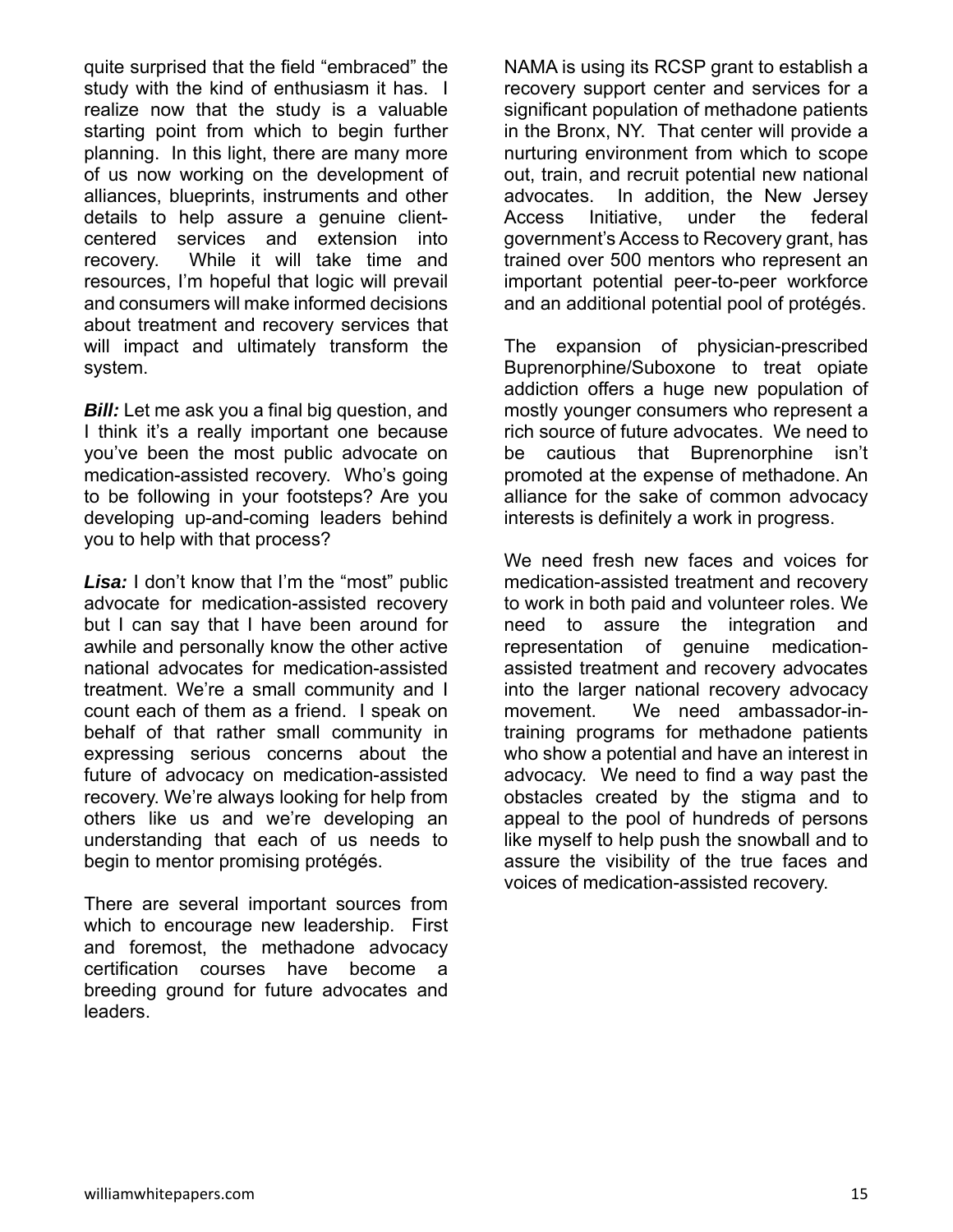quite surprised that the field "embraced" the study with the kind of enthusiasm it has. I realize now that the study is a valuable starting point from which to begin further planning. In this light, there are many more of us now working on the development of alliances, blueprints, instruments and other details to help assure a genuine client-centered services and extension into recovery. While it will take time and resources, I'm hopeful that logic will prevail and consumers will make informed decisions about treatment and recovery services that will impact and ultimately transform the system.

***Bill:*** Let me ask you a final big question, and I think it's a really important one because you've been the most public advocate on medication-assisted recovery. Who's going to be following in your footsteps? Are you developing up-and-coming leaders behind you to help with that process?

***Lisa:*** I don't know that I'm the "most" public advocate for medication-assisted recovery but I can say that I have been around for awhile and personally know the other active national advocates for medication-assisted treatment. We're a small community and I count each of them as a friend. I speak on behalf of that rather small community in expressing serious concerns about the future of advocacy on medication-assisted recovery. We're always looking for help from others like us and we're developing an understanding that each of us needs to begin to mentor promising protégés.

There are several important sources from which to encourage new leadership. First and foremost, the methadone advocacy certification courses have become a breeding ground for future advocates and leaders. NAMA is using its RCSP grant to establish a recovery support center and services for a significant population of methadone patients in the Bronx, NY. That center will provide a nurturing environment from which to scope out, train, and recruit potential new national advocates. In addition, the New Jersey Access Initiative, under the federal government's Access to Recovery grant, has trained over 500 mentors who represent an important potential peer-to-peer workforce and an additional potential pool of protégés.

The expansion of physician-prescribed Buprenorphine/Suboxone to treat opiate addiction offers a huge new population of mostly younger consumers who represent a rich source of future advocates. We need to be cautious that Buprenorphine isn't promoted at the expense of methadone. An alliance for the sake of common advocacy interests is definitely a work in progress.

We need fresh new faces and voices for medication-assisted treatment and recovery to work in both paid and volunteer roles. We need to assure the integration and representation of genuine medication-assisted treatment and recovery advocates into the larger national recovery advocacy movement. We need ambassador-in-training programs for methadone patients who show a potential and have an interest in advocacy. We need to find a way past the obstacles created by the stigma and to appeal to the pool of hundreds of persons like myself to help push the snowball and to assure the visibility of the true faces and voices of medication-assisted recovery.